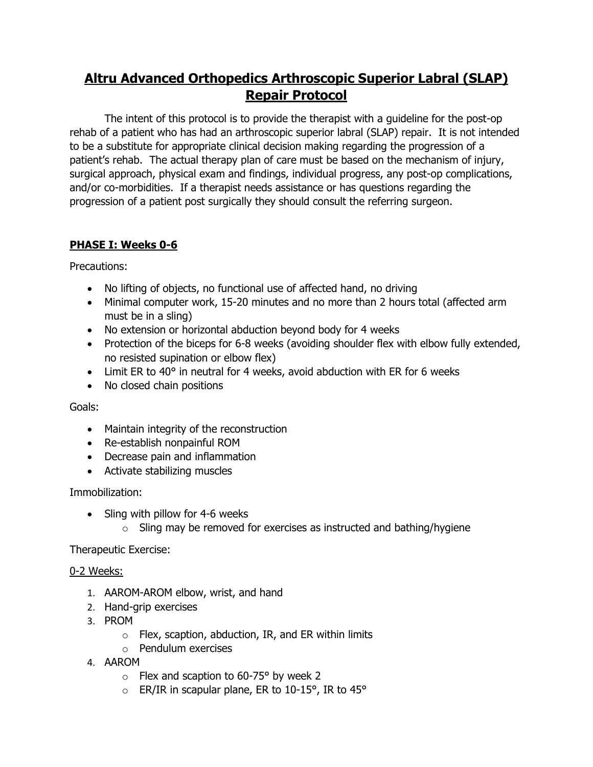# Altru Advanced Orthopedics Arthroscopic Superior Labral (SLAP) Repair Protocol

The intent of this protocol is to provide the therapist with a guideline for the post-op rehab of a patient who has had an arthroscopic superior labral (SLAP) repair. It is not intended to be a substitute for appropriate clinical decision making regarding the progression of a patient's rehab. The actual therapy plan of care must be based on the mechanism of injury, surgical approach, physical exam and findings, individual progress, any post-op complications, and/or co-morbidities. If a therapist needs assistance or has questions regarding the progression of a patient post surgically they should consult the referring surgeon.

## PHASE I: Weeks 0-6

Precautions:

- No lifting of objects, no functional use of affected hand, no driving
- Minimal computer work, 15-20 minutes and no more than 2 hours total (affected arm must be in a sling)
- No extension or horizontal abduction beyond body for 4 weeks
- Protection of the biceps for 6-8 weeks (avoiding shoulder flex with elbow fully extended, no resisted supination or elbow flex)
- Limit ER to 40° in neutral for 4 weeks, avoid abduction with ER for 6 weeks
- No closed chain positions

Goals:

- Maintain integrity of the reconstruction
- Re-establish nonpainful ROM
- Decrease pain and inflammation
- Activate stabilizing muscles

Immobilization:

- Sling with pillow for 4-6 weeks
  - Sling may be removed for exercises as instructed and bathing/hygiene

Therapeutic Exercise:

0-2 Weeks:

1. AAROM-AROM elbow, wrist, and hand
2. Hand-grip exercises
3. PROM
   - Flex, scaption, abduction, IR, and ER within limits
   - Pendulum exercises
4. AAROM
   - Flex and scaption to 60-75° by week 2
   - ER/IR in scapular plane, ER to 10-15°, IR to 45°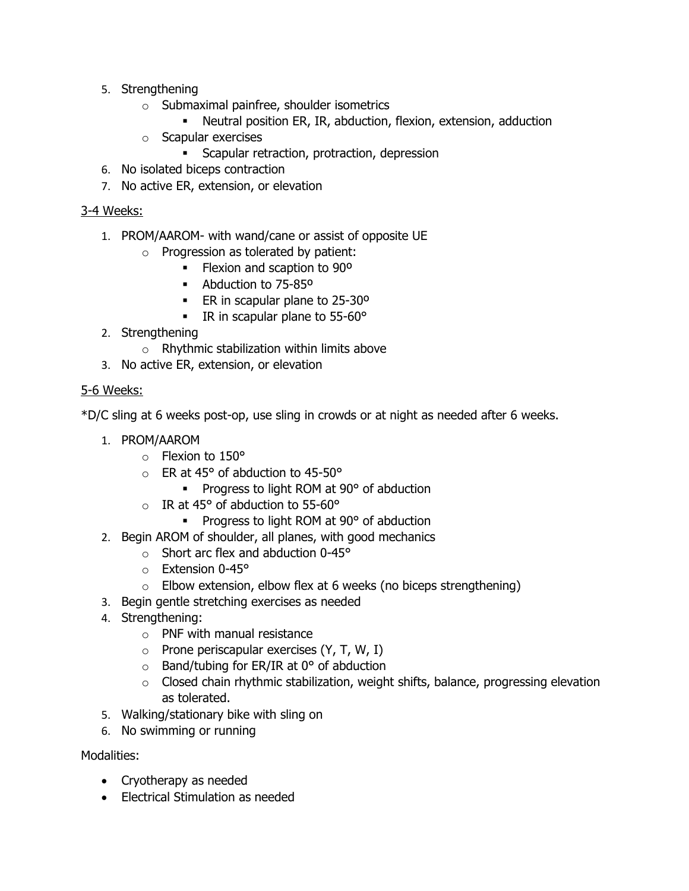5. Strengthening
    - Submaximal painfree, shoulder isometrics
        - Neutral position ER, IR, abduction, flexion, extension, adduction
    - Scapular exercises
        - Scapular retraction, protraction, depression
6. No isolated biceps contraction
7. No active ER, extension, or elevation

<u>3-4 Weeks:</u>

1. PROM/AAROM- with wand/cane or assist of opposite UE
    - Progression as tolerated by patient:
        - Flexion and scaption to 90º
        - Abduction to 75-85º
        - ER in scapular plane to 25-30º
        - IR in scapular plane to 55-60°
2. Strengthening
    - Rhythmic stabilization within limits above
3. No active ER, extension, or elevation

<u>5-6 Weeks:</u>

*D/C sling at 6 weeks post-op, use sling in crowds or at night as needed after 6 weeks.

1. PROM/AAROM
    - Flexion to 150°
    - ER at 45° of abduction to 45-50°
        - Progress to light ROM at 90° of abduction
    - IR at 45° of abduction to 55-60°
        - Progress to light ROM at 90° of abduction
2. Begin AROM of shoulder, all planes, with good mechanics
    - Short arc flex and abduction 0-45°
    - Extension 0-45°
    - Elbow extension, elbow flex at 6 weeks (no biceps strengthening)
3. Begin gentle stretching exercises as needed
4. Strengthening:
    - PNF with manual resistance
    - Prone periscapular exercises (Y, T, W, I)
    - Band/tubing for ER/IR at 0° of abduction
    - Closed chain rhythmic stabilization, weight shifts, balance, progressing elevation as tolerated.
5. Walking/stationary bike with sling on
6. No swimming or running

Modalities:

- Cryotherapy as needed
- Electrical Stimulation as needed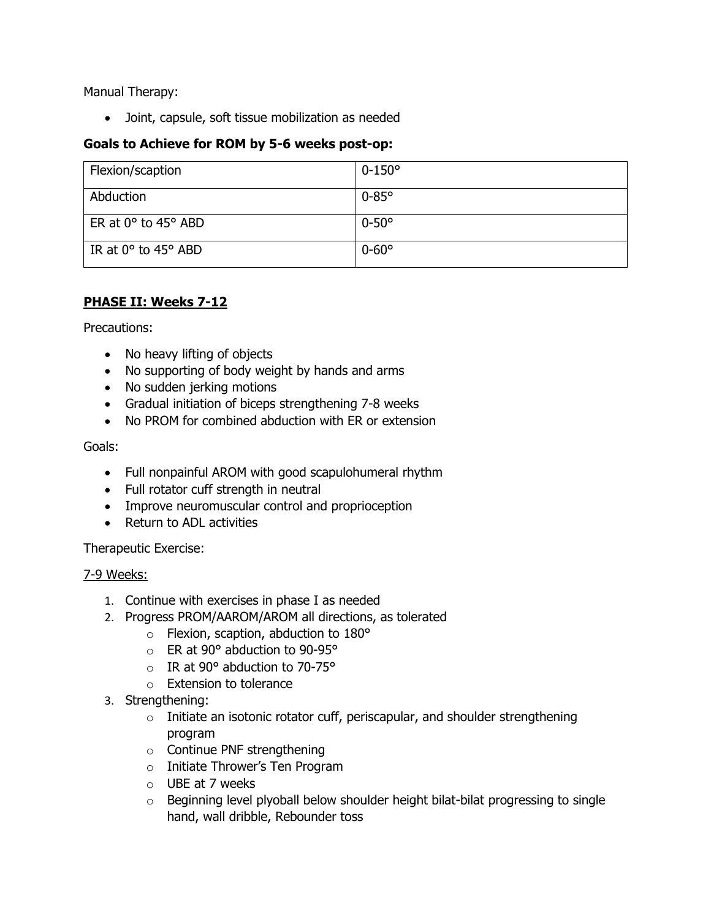Manual Therapy:

- Joint, capsule, soft tissue mobilization as needed

**Goals to Achieve for ROM by 5-6 weeks post-op:**

| Flexion/scaption | 0-150° |
| --- | --- |
| Abduction | 0-85° |
| ER at 0° to 45° ABD | 0-50° |
| IR at 0° to 45° ABD | 0-60° |

## PHASE II: Weeks 7-12

Precautions:

- No heavy lifting of objects
- No supporting of body weight by hands and arms
- No sudden jerking motions
- Gradual initiation of biceps strengthening 7-8 weeks
- No PROM for combined abduction with ER or extension

Goals:

- Full nonpainful AROM with good scapulohumeral rhythm
- Full rotator cuff strength in neutral
- Improve neuromuscular control and proprioception
- Return to ADL activities

Therapeutic Exercise:

7-9 Weeks:

1. Continue with exercises in phase I as needed
2. Progress PROM/AAROM/AROM all directions, as tolerated
   - Flexion, scaption, abduction to 180°
   - ER at 90° abduction to 90-95°
   - IR at 90° abduction to 70-75°
   - Extension to tolerance
3. Strengthening:
   - Initiate an isotonic rotator cuff, periscapular, and shoulder strengthening program
   - Continue PNF strengthening
   - Initiate Thrower's Ten Program
   - UBE at 7 weeks
   - Beginning level plyoball below shoulder height bilat-bilat progressing to single hand, wall dribble, Rebounder toss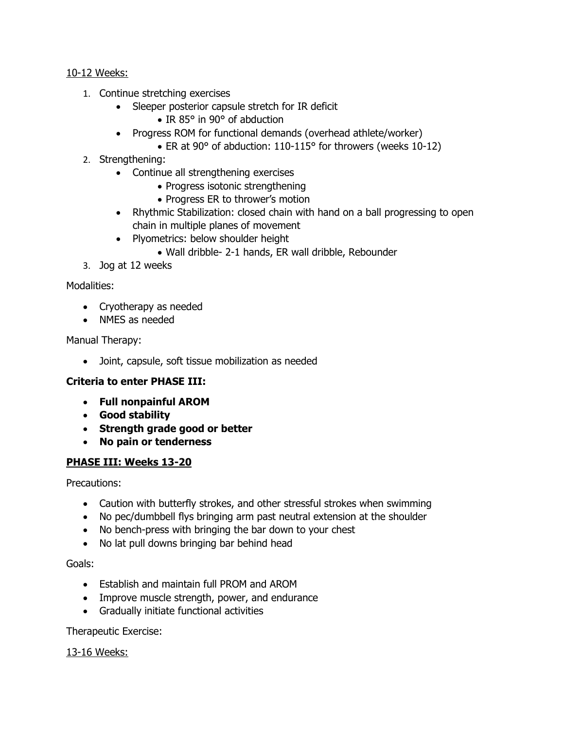10-12 Weeks:

1. Continue stretching exercises
    - Sleeper posterior capsule stretch for IR deficit
        - IR 85° in 90° of abduction
    - Progress ROM for functional demands (overhead athlete/worker)
        - ER at 90° of abduction: 110-115° for throwers (weeks 10-12)
2. Strengthening:
    - Continue all strengthening exercises
        - Progress isotonic strengthening
        - Progress ER to thrower's motion
    - Rhythmic Stabilization: closed chain with hand on a ball progressing to open chain in multiple planes of movement
    - Plyometrics: below shoulder height
        - Wall dribble- 2-1 hands, ER wall dribble, Rebounder
3. Jog at 12 weeks

Modalities:

- Cryotherapy as needed
- NMES as needed

Manual Therapy:

- Joint, capsule, soft tissue mobilization as needed

**Criteria to enter PHASE III:**

- **Full nonpainful AROM**
- **Good stability**
- **Strength grade good or better**
- **No pain or tenderness**

## PHASE III: Weeks 13-20

Precautions:

- Caution with butterfly strokes, and other stressful strokes when swimming
- No pec/dumbbell flys bringing arm past neutral extension at the shoulder
- No bench-press with bringing the bar down to your chest
- No lat pull downs bringing bar behind head

Goals:

- Establish and maintain full PROM and AROM
- Improve muscle strength, power, and endurance
- Gradually initiate functional activities

Therapeutic Exercise:

13-16 Weeks: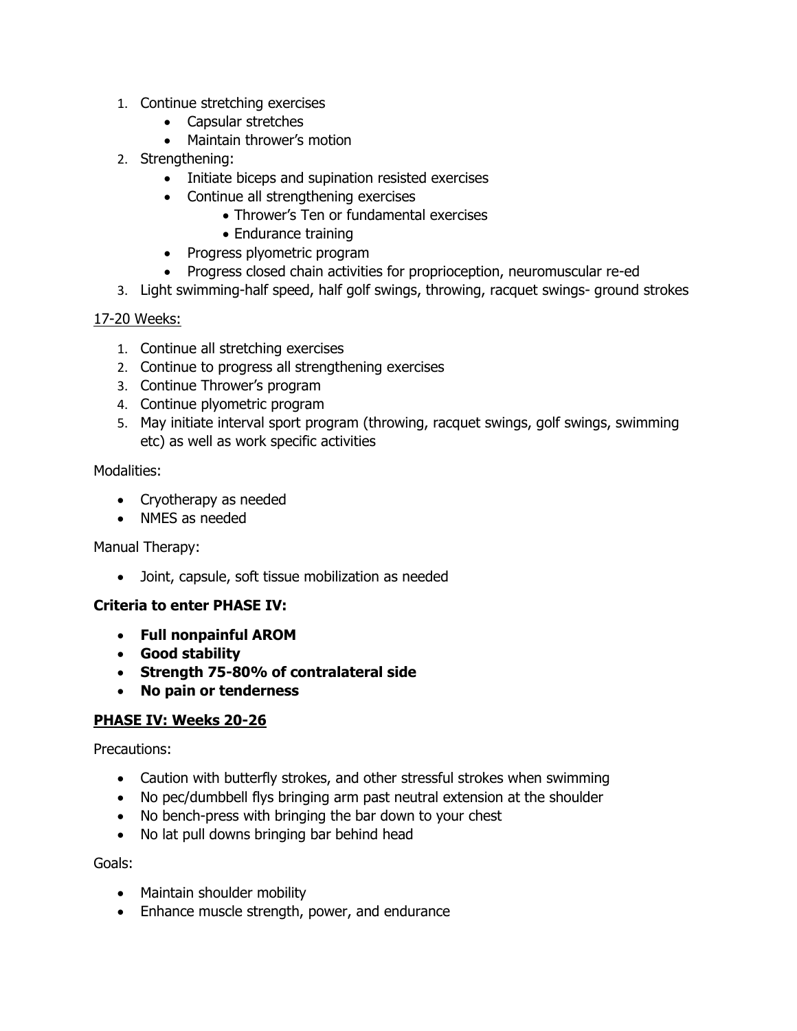1. Continue stretching exercises
   - Capsular stretches
   - Maintain thrower's motion
2. Strengthening:
   - Initiate biceps and supination resisted exercises
   - Continue all strengthening exercises
     - Thrower's Ten or fundamental exercises
     - Endurance training
   - Progress plyometric program
   - Progress closed chain activities for proprioception, neuromuscular re-ed
3. Light swimming-half speed, half golf swings, throwing, racquet swings- ground strokes

<u>17-20 Weeks:</u>

1. Continue all stretching exercises
2. Continue to progress all strengthening exercises
3. Continue Thrower's program
4. Continue plyometric program
5. May initiate interval sport program (throwing, racquet swings, golf swings, swimming etc) as well as work specific activities

Modalities:

- Cryotherapy as needed
- NMES as needed

Manual Therapy:

- Joint, capsule, soft tissue mobilization as needed

**Criteria to enter PHASE IV:**

- **Full nonpainful AROM**
- **Good stability**
- **Strength 75-80% of contralateral side**
- **No pain or tenderness**

## <u>PHASE IV: Weeks 20-26</u>

Precautions:

- Caution with butterfly strokes, and other stressful strokes when swimming
- No pec/dumbbell flys bringing arm past neutral extension at the shoulder
- No bench-press with bringing the bar down to your chest
- No lat pull downs bringing bar behind head

Goals:

- Maintain shoulder mobility
- Enhance muscle strength, power, and endurance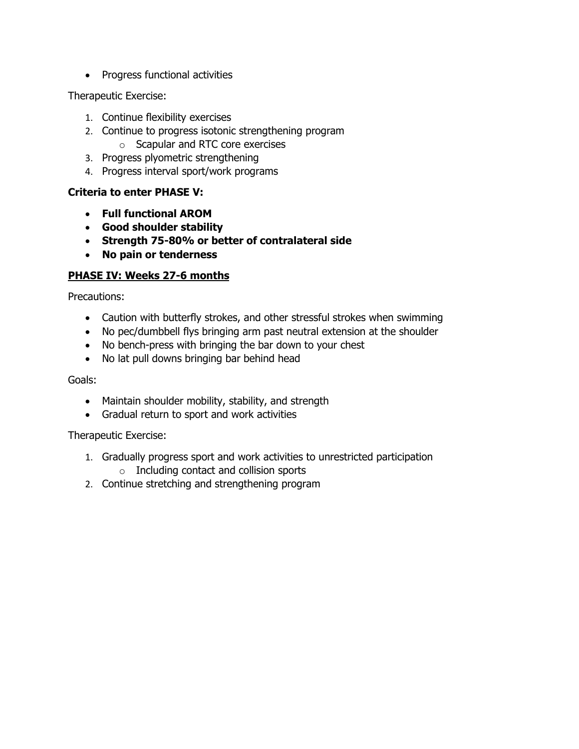- Progress functional activities

Therapeutic Exercise:

1. Continue flexibility exercises
2. Continue to progress isotonic strengthening program
   - Scapular and RTC core exercises
3. Progress plyometric strengthening
4. Progress interval sport/work programs

**Criteria to enter PHASE V:**

- **Full functional AROM**
- **Good shoulder stability**
- **Strength 75-80% or better of contralateral side**
- **No pain or tenderness**

**PHASE IV: Weeks 27-6 months**

Precautions:

- Caution with butterfly strokes, and other stressful strokes when swimming
- No pec/dumbbell flys bringing arm past neutral extension at the shoulder
- No bench-press with bringing the bar down to your chest
- No lat pull downs bringing bar behind head

Goals:

- Maintain shoulder mobility, stability, and strength
- Gradual return to sport and work activities

Therapeutic Exercise:

1. Gradually progress sport and work activities to unrestricted participation
   - Including contact and collision sports
2. Continue stretching and strengthening program